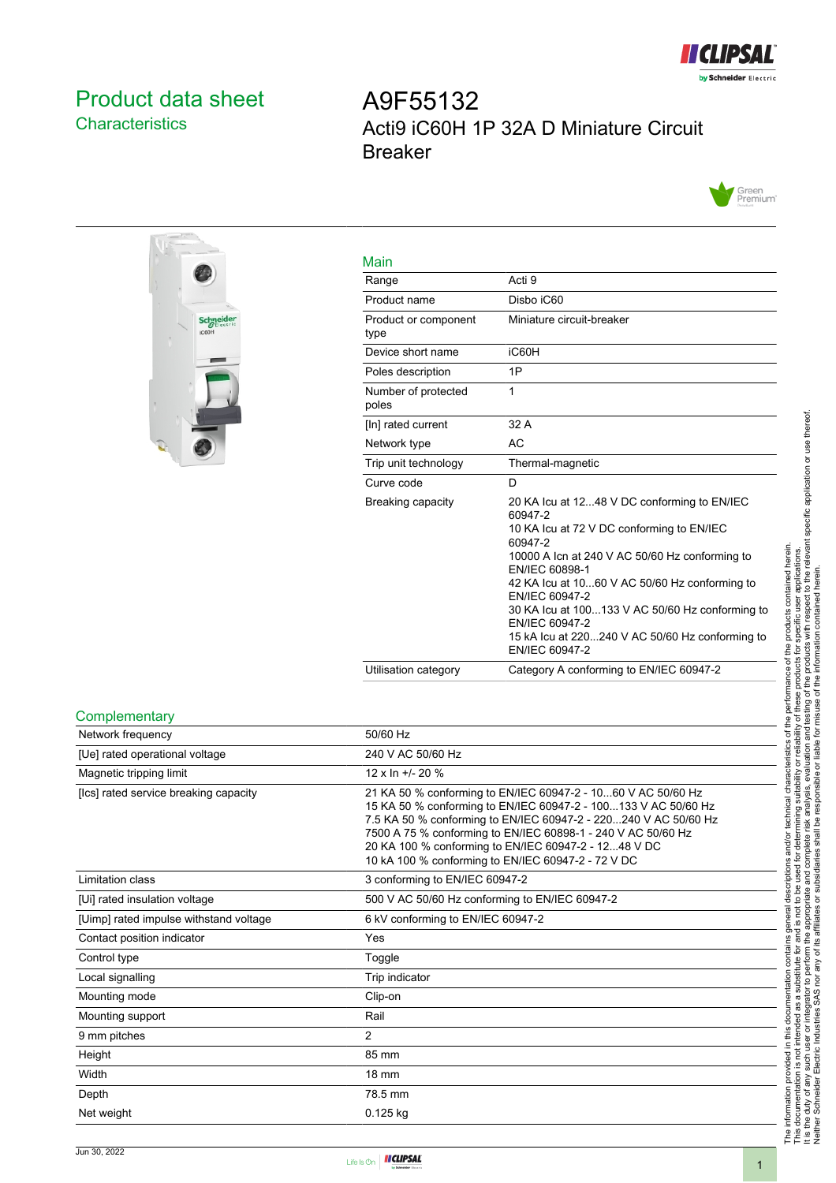# Product data sheet

## Characteristics

# A9F55132

Acti9 iC60H 1P 32A D Miniature Circuit Breaker

### Main

| | |
|---|---|
| Range | Acti 9 |
| Product name | Disbo iC60 |
| Product or component type | Miniature circuit-breaker |
| Device short name | iC60H |
| Poles description | 1P |
| Number of protected poles | 1 |
| [In] rated current | 32 A |
| Network type | AC |
| Trip unit technology | Thermal-magnetic |
| Curve code | D |
| Breaking capacity | 20 KA Icu at 12...48 V DC conforming to EN/IEC 60947-2<br>10 KA Icu at 72 V DC conforming to EN/IEC 60947-2<br>10000 A Icn at 240 V AC 50/60 Hz conforming to EN/IEC 60898-1<br>42 KA Icu at 10...60 V AC 50/60 Hz conforming to EN/IEC 60947-2<br>30 KA Icu at 100...133 V AC 50/60 Hz conforming to EN/IEC 60947-2<br>15 kA Icu at 220...240 V AC 50/60 Hz conforming to EN/IEC 60947-2 |
| Utilisation category | Category A conforming to EN/IEC 60947-2 |

### Complementary

| | |
|---|---|
| Network frequency | 50/60 Hz |
| [Ue] rated operational voltage | 240 V AC 50/60 Hz |
| Magnetic tripping limit | 12 x In +/- 20 % |
| [Ics] rated service breaking capacity | 21 KA 50 % conforming to EN/IEC 60947-2 - 10...60 V AC 50/60 Hz<br>15 KA 50 % conforming to EN/IEC 60947-2 - 100...133 V AC 50/60 Hz<br>7.5 KA 50 % conforming to EN/IEC 60947-2 - 220...240 V AC 50/60 Hz<br>7500 A 75 % conforming to EN/IEC 60898-1 - 240 V AC 50/60 Hz<br>20 KA 100 % conforming to EN/IEC 60947-2 - 12...48 V DC<br>10 kA 100 % conforming to EN/IEC 60947-2 - 72 V DC |
| Limitation class | 3 conforming to EN/IEC 60947-2 |
| [Ui] rated insulation voltage | 500 V AC 50/60 Hz conforming to EN/IEC 60947-2 |
| [Uimp] rated impulse withstand voltage | 6 kV conforming to EN/IEC 60947-2 |
| Contact position indicator | Yes |
| Control type | Toggle |
| Local signalling | Trip indicator |
| Mounting mode | Clip-on |
| Mounting support | Rail |
| 9 mm pitches | 2 |
| Height | 85 mm |
| Width | 18 mm |
| Depth | 78.5 mm |
| Net weight | 0.125 kg |

The information provided in this documentation contains general descriptions and/or technical characteristics of the performance of the products contained herein. This documentation is not intended as a substitute for and is not to be used for determining suitability or reliability of these products for specific user applications. It is the duty of any such user or integrator to perform the appropriate and complete risk analysis, evaluation and testing of the products with respect to the relevant specific application or use thereof. Neither Schneider Electric Industries SAS nor any of its affiliates or subsidiaries shall be responsible or liable for misuse of the information contained herein.

Jun 30, 2022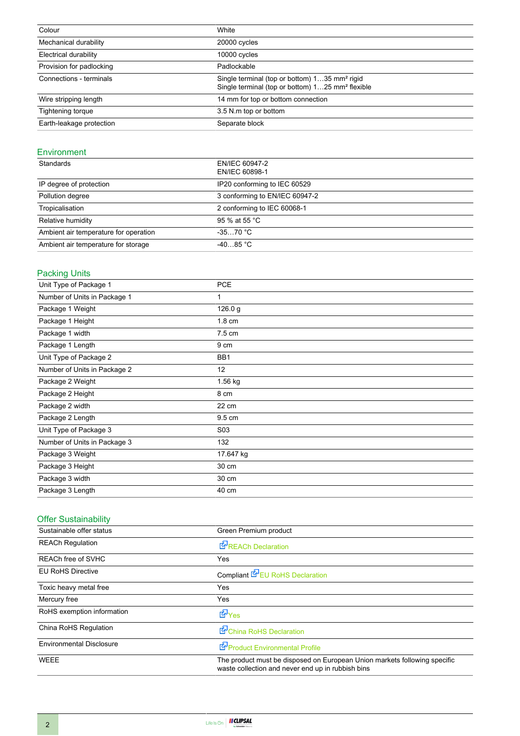| | |
|---|---|
| Colour | White |
| Mechanical durability | 20000 cycles |
| Electrical durability | 10000 cycles |
| Provision for padlocking | Padlockable |
| Connections - terminals | Single terminal (top or bottom) 1…35 mm² rigid<br>Single terminal (top or bottom) 1…25 mm² flexible |
| Wire stripping length | 14 mm for top or bottom connection |
| Tightening torque | 3.5 N.m top or bottom |
| Earth-leakage protection | Separate block |

## Environment

| | |
|---|---|
| Standards | EN/IEC 60947-2<br>EN/IEC 60898-1 |
| IP degree of protection | IP20 conforming to IEC 60529 |
| Pollution degree | 3 conforming to EN/IEC 60947-2 |
| Tropicalisation | 2 conforming to IEC 60068-1 |
| Relative humidity | 95 % at 55 °C |
| Ambient air temperature for operation | -35…70 °C |
| Ambient air temperature for storage | -40…85 °C |

## Packing Units

| | |
|---|---|
| Unit Type of Package 1 | PCE |
| Number of Units in Package 1 | 1 |
| Package 1 Weight | 126.0 g |
| Package 1 Height | 1.8 cm |
| Package 1 width | 7.5 cm |
| Package 1 Length | 9 cm |
| Unit Type of Package 2 | BB1 |
| Number of Units in Package 2 | 12 |
| Package 2 Weight | 1.56 kg |
| Package 2 Height | 8 cm |
| Package 2 width | 22 cm |
| Package 2 Length | 9.5 cm |
| Unit Type of Package 3 | S03 |
| Number of Units in Package 3 | 132 |
| Package 3 Weight | 17.647 kg |
| Package 3 Height | 30 cm |
| Package 3 width | 30 cm |
| Package 3 Length | 40 cm |

## Offer Sustainability

| | |
|---|---|
| Sustainable offer status | Green Premium product |
| REACh Regulation | REACh Declaration |
| REACh free of SVHC | Yes |
| EU RoHS Directive | Compliant EU RoHS Declaration |
| Toxic heavy metal free | Yes |
| Mercury free | Yes |
| RoHS exemption information | Yes |
| China RoHS Regulation | China RoHS Declaration |
| Environmental Disclosure | Product Environmental Profile |
| WEEE | The product must be disposed on European Union markets following specific waste collection and never end up in rubbish bins |